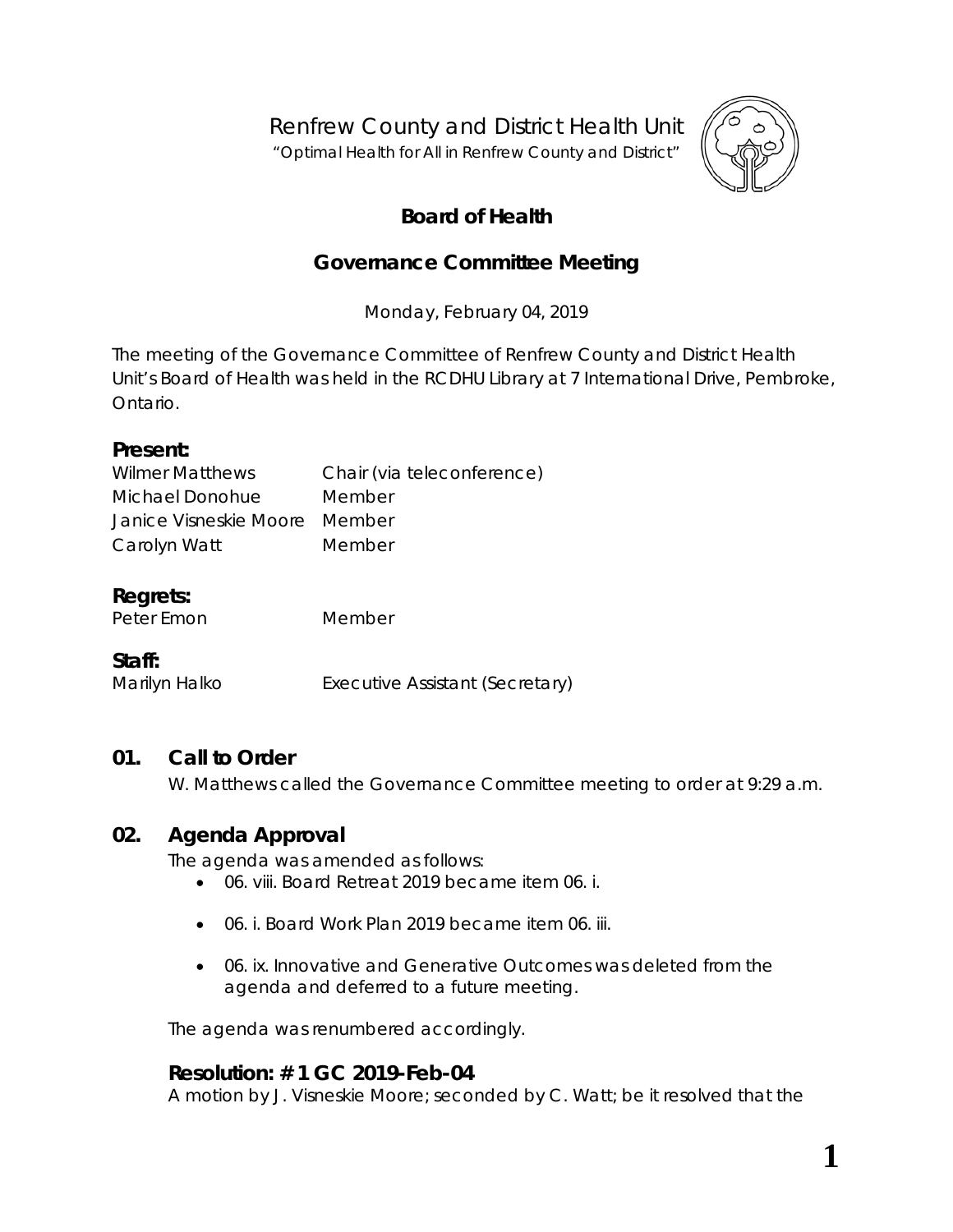Renfrew County and District Health Unit

"Optimal Health for All in Renfrew County and District"

# Board of Health

## Governance Committee Meeting

Monday, February 04, 2019

The meeting of the Governance Committee of Renfrew County and District Health Unit's Board of Health was held in the RCDHU Library at 7 International Drive, Pembroke, Ontario.

### Present:

| | |
|---|---|
| Wilmer Matthews | Chair (via teleconference) |
| Michael Donohue | Member |
| Janice Visneskie Moore | Member |
| Carolyn Watt | Member |

### Regrets:

| | |
|---|---|
| Peter Emon | Member |

### Staff:

| | |
|---|---|
| Marilyn Halko | Executive Assistant (Secretary) |

## 01. Call to Order

W. Matthews called the Governance Committee meeting to order at 9:29 a.m.

## 02. Agenda Approval

The agenda was amended as follows:

- 06. viii. Board Retreat 2019 became item 06. i.
- 06. i. Board Work Plan 2019 became item 06. iii.
- 06. ix. Innovative and Generative Outcomes was deleted from the agenda and deferred to a future meeting.

The agenda was renumbered accordingly.

### Resolution: # 1 GC 2019-Feb-04

A motion by J. Visneskie Moore; seconded by C. Watt; be it resolved that the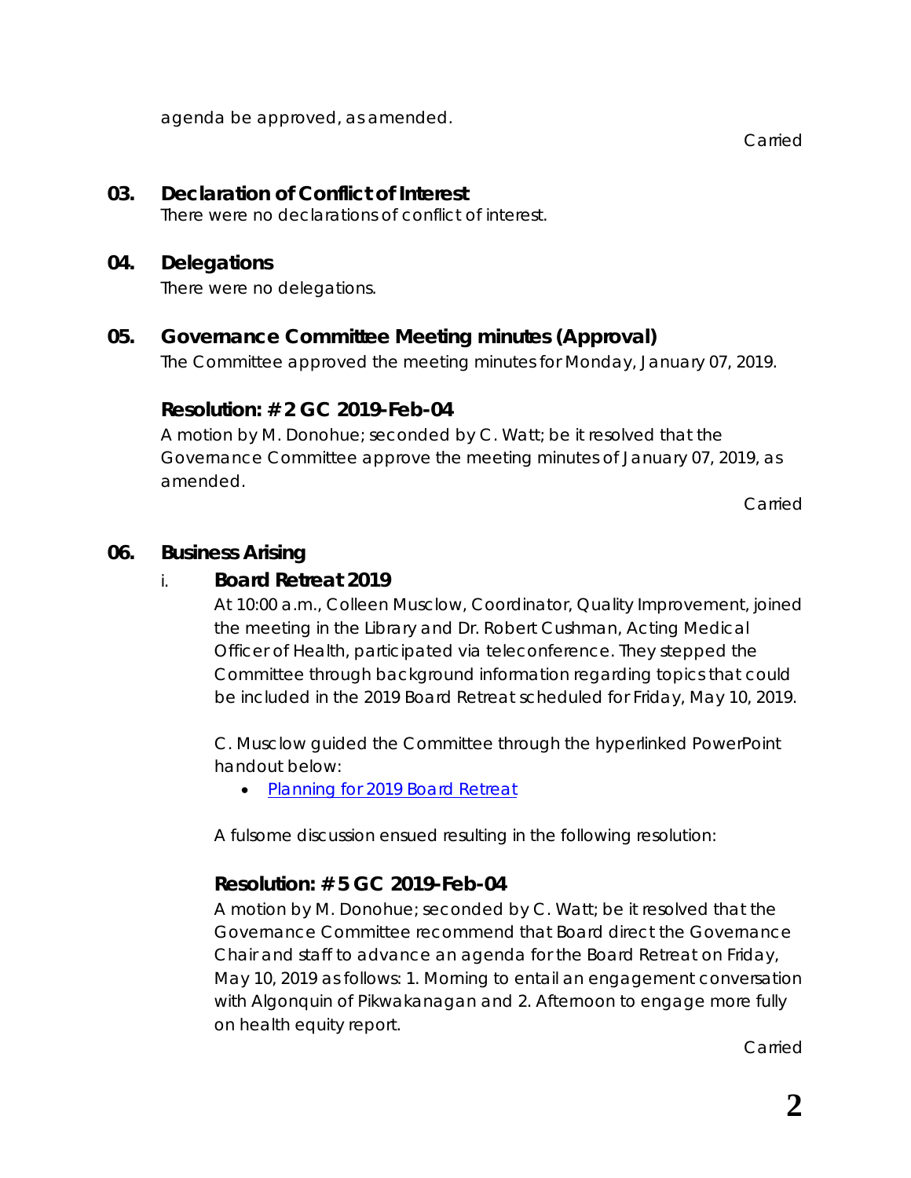agenda be approved, as amended.

Carried

## 03. Declaration of Conflict of Interest

There were no declarations of conflict of interest.

## 04. Delegations

There were no delegations.

## 05. Governance Committee Meeting minutes (Approval)

The Committee approved the meeting minutes for Monday, January 07, 2019.

### Resolution: # 2 GC 2019-Feb-04

A motion by M. Donohue; seconded by C. Watt; be it resolved that the Governance Committee approve the meeting minutes of January 07, 2019, as amended.

Carried

## 06. Business Arising

### i. Board Retreat 2019

At 10:00 a.m., Colleen Musclow, Coordinator, Quality Improvement, joined the meeting in the Library and Dr. Robert Cushman, Acting Medical Officer of Health, participated via teleconference. They stepped the Committee through background information regarding topics that could be included in the 2019 Board Retreat scheduled for Friday, May 10, 2019.

C. Musclow guided the Committee through the hyperlinked PowerPoint handout below:

- Planning for 2019 Board Retreat

A fulsome discussion ensued resulting in the following resolution:

### Resolution: # 5 GC 2019-Feb-04

A motion by M. Donohue; seconded by C. Watt; be it resolved that the Governance Committee recommend that Board direct the Governance Chair and staff to advance an agenda for the Board Retreat on Friday, May 10, 2019 as follows: 1. Morning to entail an engagement conversation with Algonquin of Pikwakanagan and 2. Afternoon to engage more fully on health equity report.

Carried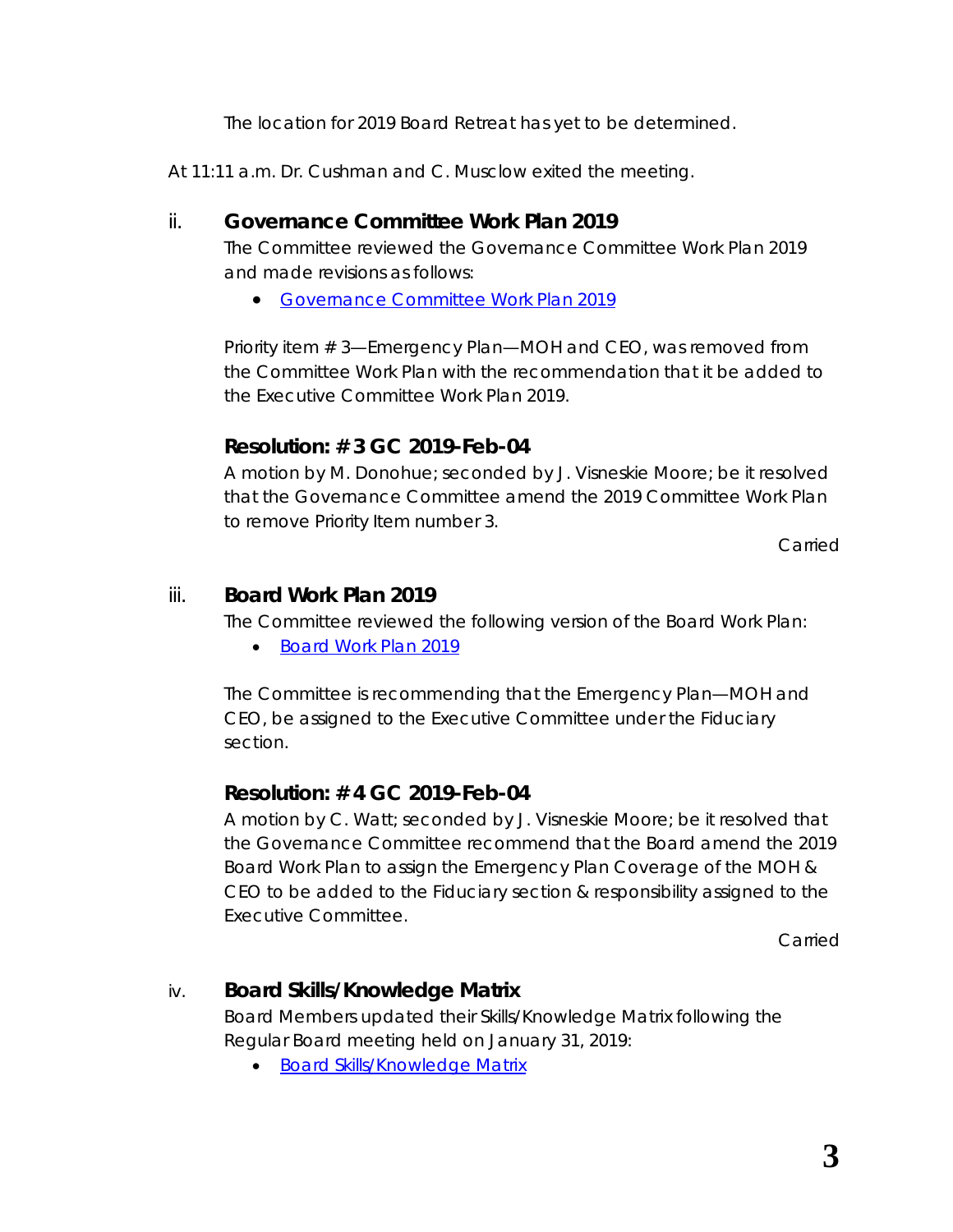The location for 2019 Board Retreat has yet to be determined.

At 11:11 a.m. Dr. Cushman and C. Musclow exited the meeting.

### ii. Governance Committee Work Plan 2019

The Committee reviewed the Governance Committee Work Plan 2019 and made revisions as follows:

- Governance Committee Work Plan 2019

Priority item # 3—Emergency Plan—MOH and CEO, was removed from the Committee Work Plan with the recommendation that it be added to the Executive Committee Work Plan 2019.

#### Resolution: # 3 GC 2019-Feb-04

A motion by M. Donohue; seconded by J. Visneskie Moore; be it resolved that the Governance Committee amend the 2019 Committee Work Plan to remove Priority Item number 3.

Carried

### iii. Board Work Plan 2019

The Committee reviewed the following version of the Board Work Plan:

- Board Work Plan 2019

The Committee is recommending that the Emergency Plan—MOH and CEO, be assigned to the Executive Committee under the Fiduciary section.

#### Resolution: # 4 GC 2019-Feb-04

A motion by C. Watt; seconded by J. Visneskie Moore; be it resolved that the Governance Committee recommend that the Board amend the 2019 Board Work Plan to assign the Emergency Plan Coverage of the MOH & CEO to be added to the Fiduciary section & responsibility assigned to the Executive Committee.

Carried

### iv. Board Skills/Knowledge Matrix

Board Members updated their Skills/Knowledge Matrix following the Regular Board meeting held on January 31, 2019:

- Board Skills/Knowledge Matrix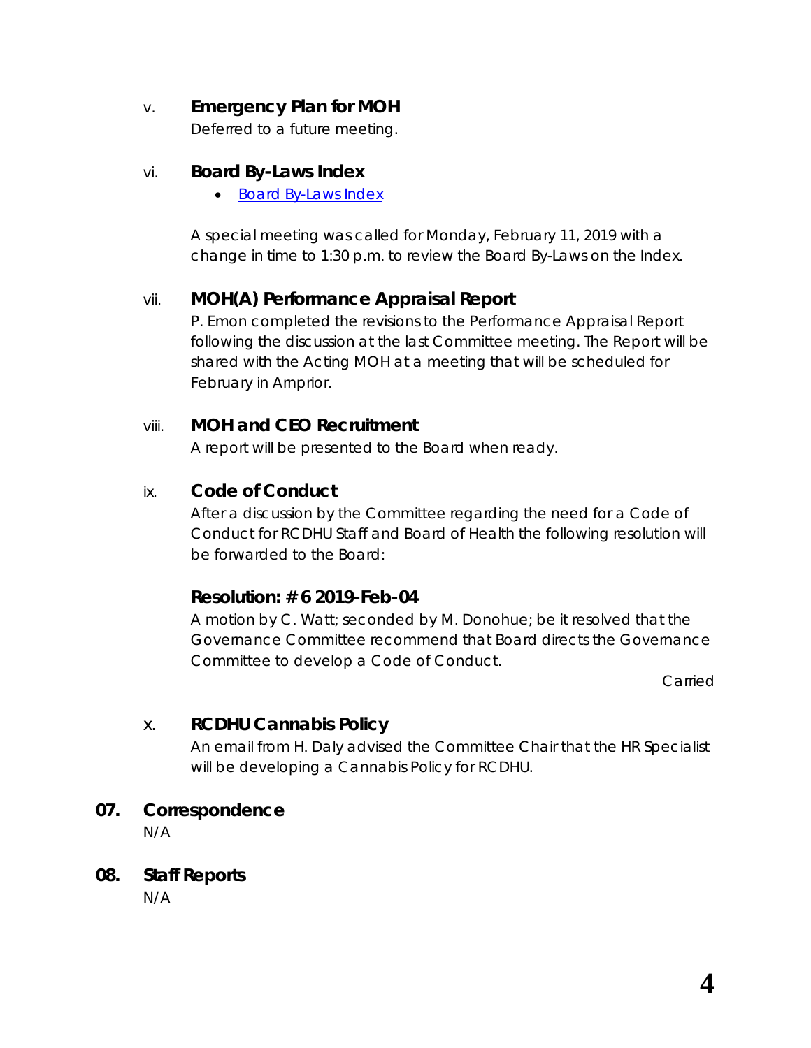### v. Emergency Plan for MOH

Deferred to a future meeting.

### vi. Board By-Laws Index

- Board By-Laws Index

A special meeting was called for Monday, February 11, 2019 with a change in time to 1:30 p.m. to review the Board By-Laws on the Index.

### vii. MOH(A) Performance Appraisal Report

P. Emon completed the revisions to the Performance Appraisal Report following the discussion at the last Committee meeting. The Report will be shared with the Acting MOH at a meeting that will be scheduled for February in Arnprior.

### viii. MOH and CEO Recruitment

A report will be presented to the Board when ready.

### ix. Code of Conduct

After a discussion by the Committee regarding the need for a Code of Conduct for RCDHU Staff and Board of Health the following resolution will be forwarded to the Board:

**Resolution: # 6 2019-Feb-04**

A motion by C. Watt; seconded by M. Donohue; be it resolved that the Governance Committee recommend that Board directs the Governance Committee to develop a Code of Conduct.

Carried

### x. RCDHU Cannabis Policy

An email from H. Daly advised the Committee Chair that the HR Specialist will be developing a Cannabis Policy for RCDHU.

## 07. Correspondence

N/A

## 08. Staff Reports

N/A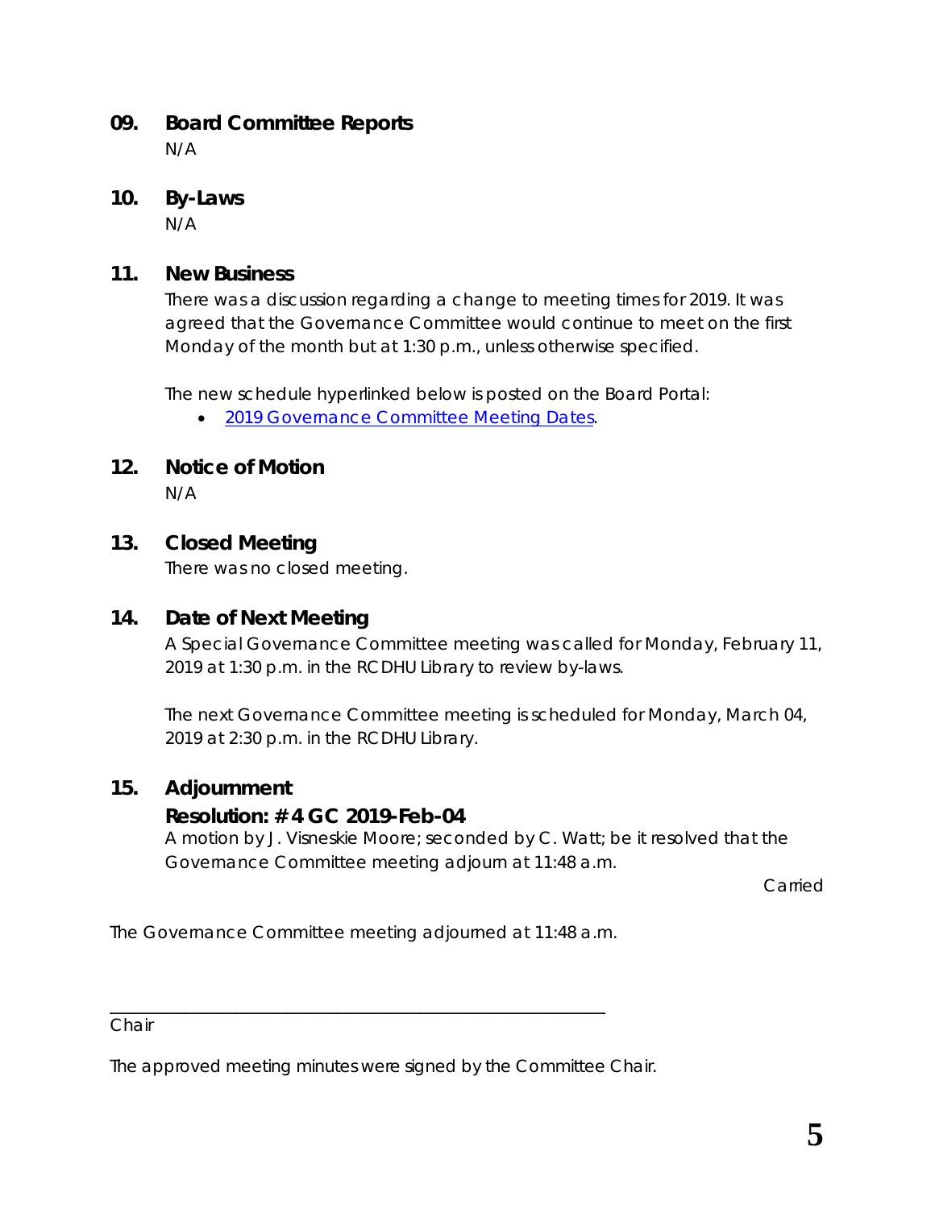## 09. Board Committee Reports

N/A

## 10. By-Laws

N/A

## 11. New Business

There was a discussion regarding a change to meeting times for 2019. It was agreed that the Governance Committee would continue to meet on the first Monday of the month but at 1:30 p.m., unless otherwise specified.

The new schedule hyperlinked below is posted on the Board Portal:

- 2019 Governance Committee Meeting Dates.

## 12. Notice of Motion

N/A

## 13. Closed Meeting

There was no closed meeting.

## 14. Date of Next Meeting

A Special Governance Committee meeting was called for Monday, February 11, 2019 at 1:30 p.m. in the RCDHU Library to review by-laws.

The next Governance Committee meeting is scheduled for Monday, March 04, 2019 at 2:30 p.m. in the RCDHU Library.

## 15. Adjournment

**Resolution: # 4 GC 2019-Feb-04**

A motion by J. Visneskie Moore; seconded by C. Watt; be it resolved that the Governance Committee meeting adjourn at 11:48 a.m.

Carried

The Governance Committee meeting adjourned at 11:48 a.m.

\_\_\_\_\_\_\_\_\_\_\_\_\_\_\_\_\_\_\_\_\_\_\_\_\_\_\_\_\_\_\_\_\_\_\_\_\_\_\_\_\_\_\_\_\_\_\_\_\_\_\_\_\_\_

Chair

The approved meeting minutes were signed by the Committee Chair.